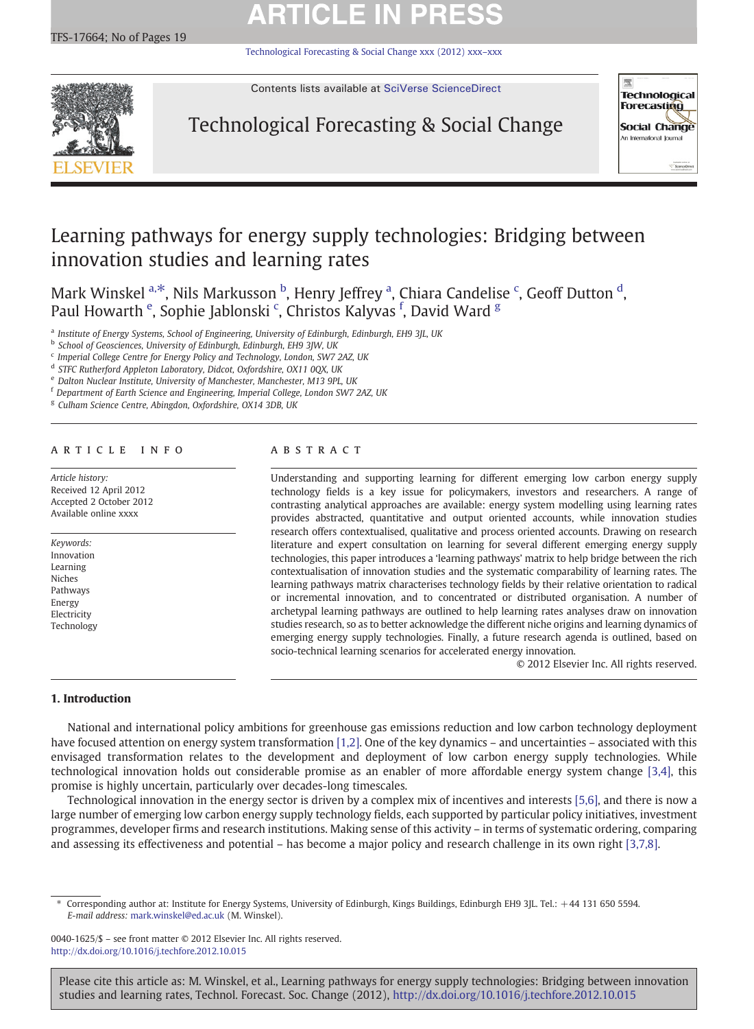# Learning pathways for energy supply technologies: Bridging between innovation studies and learning rates

Mark Winskel [a,*], Nils Markusson [b], Henry Jeffrey [a], Chiara Candelise [c], Geoff Dutton [d], Paul Howarth [e], Sophie Jablonski [c], Christos Kalyvas [f], David Ward [g]

[a] Institute of Energy Systems, School of Engineering, University of Edinburgh, Edinburgh, EH9 3JL, UK
[b] School of Geosciences, University of Edinburgh, Edinburgh, EH9 3JW, UK
[c] Imperial College Centre for Energy Policy and Technology, London, SW7 2AZ, UK
[d] STFC Rutherford Appleton Laboratory, Didcot, Oxfordshire, OX11 0QX, UK
[e] Dalton Nuclear Institute, University of Manchester, Manchester, M13 9PL, UK
[f] Department of Earth Science and Engineering, Imperial College, London SW7 2AZ, UK
[g] Culham Science Centre, Abingdon, Oxfordshire, OX14 3DB, UK

## ARTICLE INFO

*Article history:*
Received 12 April 2012
Accepted 2 October 2012
Available online xxxx

*Keywords:*
Innovation
Learning
Niches
Pathways
Energy
Electricity
Technology

## ABSTRACT

Understanding and supporting learning for different emerging low carbon energy supply technology fields is a key issue for policymakers, investors and researchers. A range of contrasting analytical approaches are available: energy system modelling using learning rates provides abstracted, quantitative and output oriented accounts, while innovation studies research offers contextualised, qualitative and process oriented accounts. Drawing on research literature and expert consultation on learning for several different emerging energy supply technologies, this paper introduces a 'learning pathways' matrix to help bridge between the rich contextualisation of innovation studies and the systematic comparability of learning rates. The learning pathways matrix characterises technology fields by their relative orientation to radical or incremental innovation, and to concentrated or distributed organisation. A number of archetypal learning pathways are outlined to help learning rates analyses draw on innovation studies research, so as to better acknowledge the different niche origins and learning dynamics of emerging energy supply technologies. Finally, a future research agenda is outlined, based on socio-technical learning scenarios for accelerated energy innovation.

© 2012 Elsevier Inc. All rights reserved.

## 1. Introduction

National and international policy ambitions for greenhouse gas emissions reduction and low carbon technology deployment have focused attention on energy system transformation [1,2]. One of the key dynamics – and uncertainties – associated with this envisaged transformation relates to the development and deployment of low carbon energy supply technologies. While technological innovation holds out considerable promise as an enabler of more affordable energy system change [3,4], this promise is highly uncertain, particularly over decades-long timescales.

Technological innovation in the energy sector is driven by a complex mix of incentives and interests [5,6], and there is now a large number of emerging low carbon energy supply technology fields, each supported by particular policy initiatives, investment programmes, developer firms and research institutions. Making sense of this activity – in terms of systematic ordering, comparing and assessing its effectiveness and potential – has become a major policy and research challenge in its own right [3,7,8].

* Corresponding author at: Institute for Energy Systems, University of Edinburgh, Kings Buildings, Edinburgh EH9 3JL. Tel.: +44 131 650 5594.
*E-mail address:* mark.winskel@ed.ac.uk (M. Winskel).

0040-1625/$ – see front matter © 2012 Elsevier Inc. All rights reserved.
http://dx.doi.org/10.1016/j.techfore.2012.10.015

Please cite this article as: M. Winskel, et al., Learning pathways for energy supply technologies: Bridging between innovation studies and learning rates, Technol. Forecast. Soc. Change (2012), http://dx.doi.org/10.1016/j.techfore.2012.10.015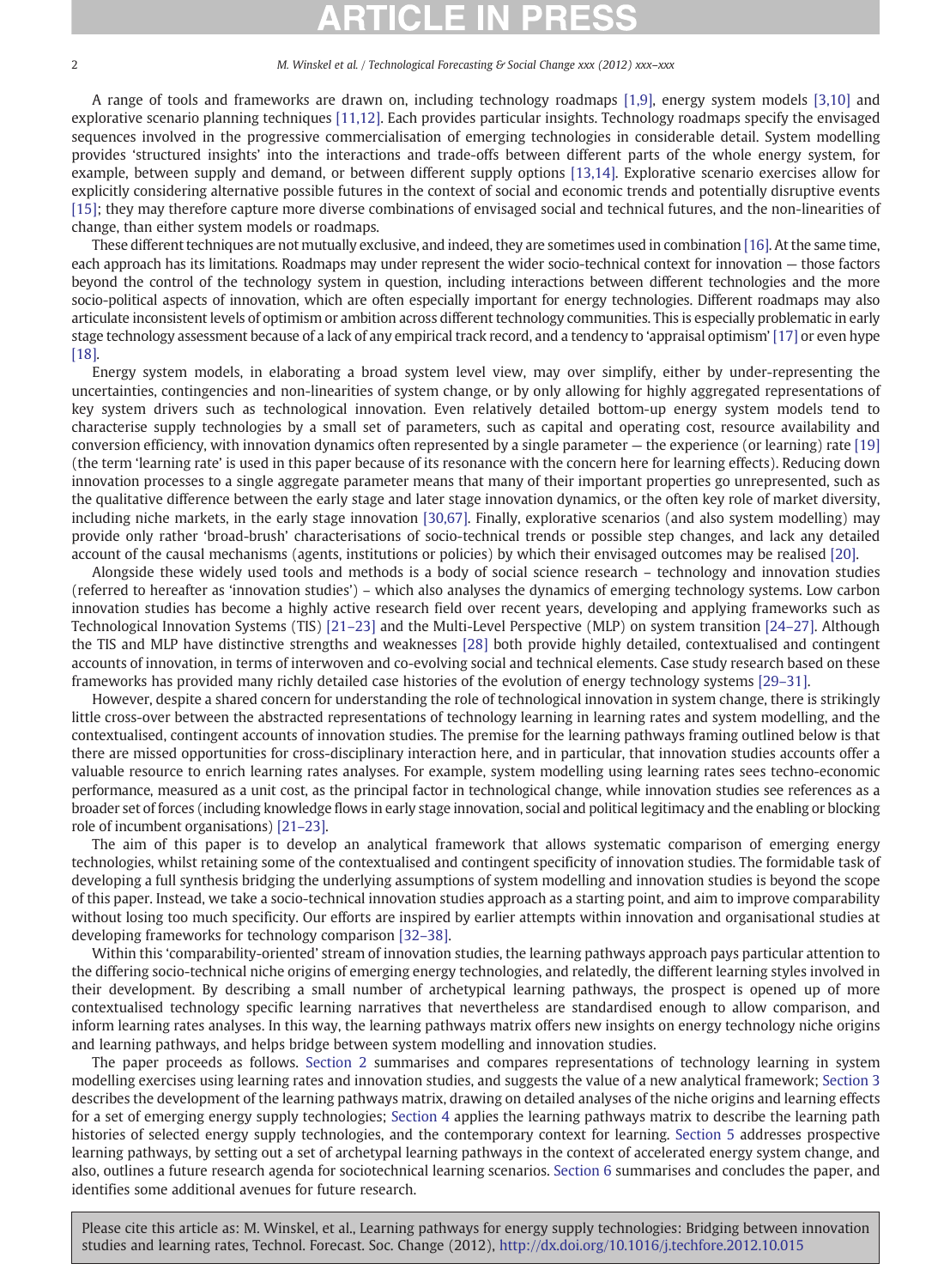A range of tools and frameworks are drawn on, including technology roadmaps [1,9], energy system models [3,10] and explorative scenario planning techniques [11,12]. Each provides particular insights. Technology roadmaps specify the envisaged sequences involved in the progressive commercialisation of emerging technologies in considerable detail. System modelling provides 'structured insights' into the interactions and trade-offs between different parts of the whole energy system, for example, between supply and demand, or between different supply options [13,14]. Explorative scenario exercises allow for explicitly considering alternative possible futures in the context of social and economic trends and potentially disruptive events [15]; they may therefore capture more diverse combinations of envisaged social and technical futures, and the non-linearities of change, than either system models or roadmaps.

These different techniques are not mutually exclusive, and indeed, they are sometimes used in combination [16]. At the same time, each approach has its limitations. Roadmaps may under represent the wider socio-technical context for innovation — those factors beyond the control of the technology system in question, including interactions between different technologies and the more socio-political aspects of innovation, which are often especially important for energy technologies. Different roadmaps may also articulate inconsistent levels of optimism or ambition across different technology communities. This is especially problematic in early stage technology assessment because of a lack of any empirical track record, and a tendency to 'appraisal optimism' [17] or even hype [18].

Energy system models, in elaborating a broad system level view, may over simplify, either by under-representing the uncertainties, contingencies and non-linearities of system change, or by only allowing for highly aggregated representations of key system drivers such as technological innovation. Even relatively detailed bottom-up energy system models tend to characterise supply technologies by a small set of parameters, such as capital and operating cost, resource availability and conversion efficiency, with innovation dynamics often represented by a single parameter — the experience (or learning) rate [19] (the term 'learning rate' is used in this paper because of its resonance with the concern here for learning effects). Reducing down innovation processes to a single aggregate parameter means that many of their important properties go unrepresented, such as the qualitative difference between the early stage and later stage innovation dynamics, or the often key role of market diversity, including niche markets, in the early stage innovation [30,67]. Finally, explorative scenarios (and also system modelling) may provide only rather 'broad-brush' characterisations of socio-technical trends or possible step changes, and lack any detailed account of the causal mechanisms (agents, institutions or policies) by which their envisaged outcomes may be realised [20].

Alongside these widely used tools and methods is a body of social science research – technology and innovation studies (referred to hereafter as 'innovation studies') – which also analyses the dynamics of emerging technology systems. Low carbon innovation studies has become a highly active research field over recent years, developing and applying frameworks such as Technological Innovation Systems (TIS) [21–23] and the Multi-Level Perspective (MLP) on system transition [24–27]. Although the TIS and MLP have distinctive strengths and weaknesses [28] both provide highly detailed, contextualised and contingent accounts of innovation, in terms of interwoven and co-evolving social and technical elements. Case study research based on these frameworks has provided many richly detailed case histories of the evolution of energy technology systems [29–31].

However, despite a shared concern for understanding the role of technological innovation in system change, there is strikingly little cross-over between the abstracted representations of technology learning in learning rates and system modelling, and the contextualised, contingent accounts of innovation studies. The premise for the learning pathways framing outlined below is that there are missed opportunities for cross-disciplinary interaction here, and in particular, that innovation studies accounts offer a valuable resource to enrich learning rates analyses. For example, system modelling using learning rates sees techno-economic performance, measured as a unit cost, as the principal factor in technological change, while innovation studies see references as a broader set of forces (including knowledge flows in early stage innovation, social and political legitimacy and the enabling or blocking role of incumbent organisations) [21–23].

The aim of this paper is to develop an analytical framework that allows systematic comparison of emerging energy technologies, whilst retaining some of the contextualised and contingent specificity of innovation studies. The formidable task of developing a full synthesis bridging the underlying assumptions of system modelling and innovation studies is beyond the scope of this paper. Instead, we take a socio-technical innovation studies approach as a starting point, and aim to improve comparability without losing too much specificity. Our efforts are inspired by earlier attempts within innovation and organisational studies at developing frameworks for technology comparison [32–38].

Within this 'comparability-oriented' stream of innovation studies, the learning pathways approach pays particular attention to the differing socio-technical niche origins of emerging energy technologies, and relatedly, the different learning styles involved in their development. By describing a small number of archetypical learning pathways, the prospect is opened up of more contextualised technology specific learning narratives that nevertheless are standardised enough to allow comparison, and inform learning rates analyses. In this way, the learning pathways matrix offers new insights on energy technology niche origins and learning pathways, and helps bridge between system modelling and innovation studies.

The paper proceeds as follows. Section 2 summarises and compares representations of technology learning in system modelling exercises using learning rates and innovation studies, and suggests the value of a new analytical framework; Section 3 describes the development of the learning pathways matrix, drawing on detailed analyses of the niche origins and learning effects for a set of emerging energy supply technologies; Section 4 applies the learning pathways matrix to describe the learning path histories of selected energy supply technologies, and the contemporary context for learning. Section 5 addresses prospective learning pathways, by setting out a set of archetypal learning pathways in the context of accelerated energy system change, and also, outlines a future research agenda for sociotechnical learning scenarios. Section 6 summarises and concludes the paper, and identifies some additional avenues for future research.

Please cite this article as: M. Winskel, et al., Learning pathways for energy supply technologies: Bridging between innovation studies and learning rates, Technol. Forecast. Soc. Change (2012), http://dx.doi.org/10.1016/j.techfore.2012.10.015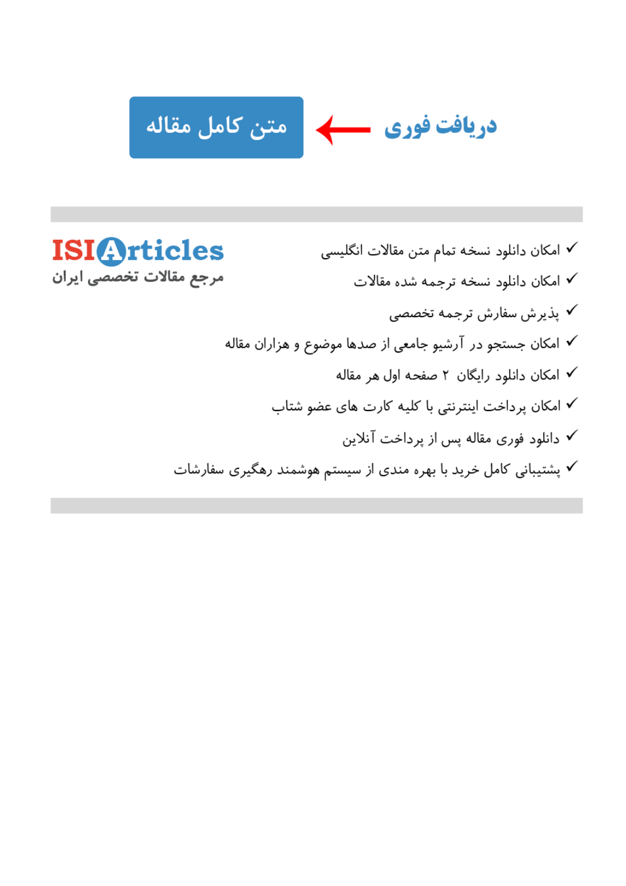دریافت فوری ← **متن کامل مقاله**

**ISIArticles**
مرجع مقالات تخصصی ایران

- ✓ امکان دانلود نسخه تمام متن مقالات انگلیسی
- ✓ امکان دانلود نسخه ترجمه شده مقالات
- ✓ پذیرش سفارش ترجمه تخصصی
- ✓ امکان جستجو در آرشیو جامعی از صدها موضوع و هزاران مقاله
- ✓ امکان دانلود رایگان ۲ صفحه اول هر مقاله
- ✓ امکان پرداخت اینترنتی با کلیه کارت های عضو شتاب
- ✓ دانلود فوری مقاله پس از پرداخت آنلاین
- ✓ پشتیبانی کامل خرید با بهره مندی از سیستم هوشمند رهگیری سفارشات